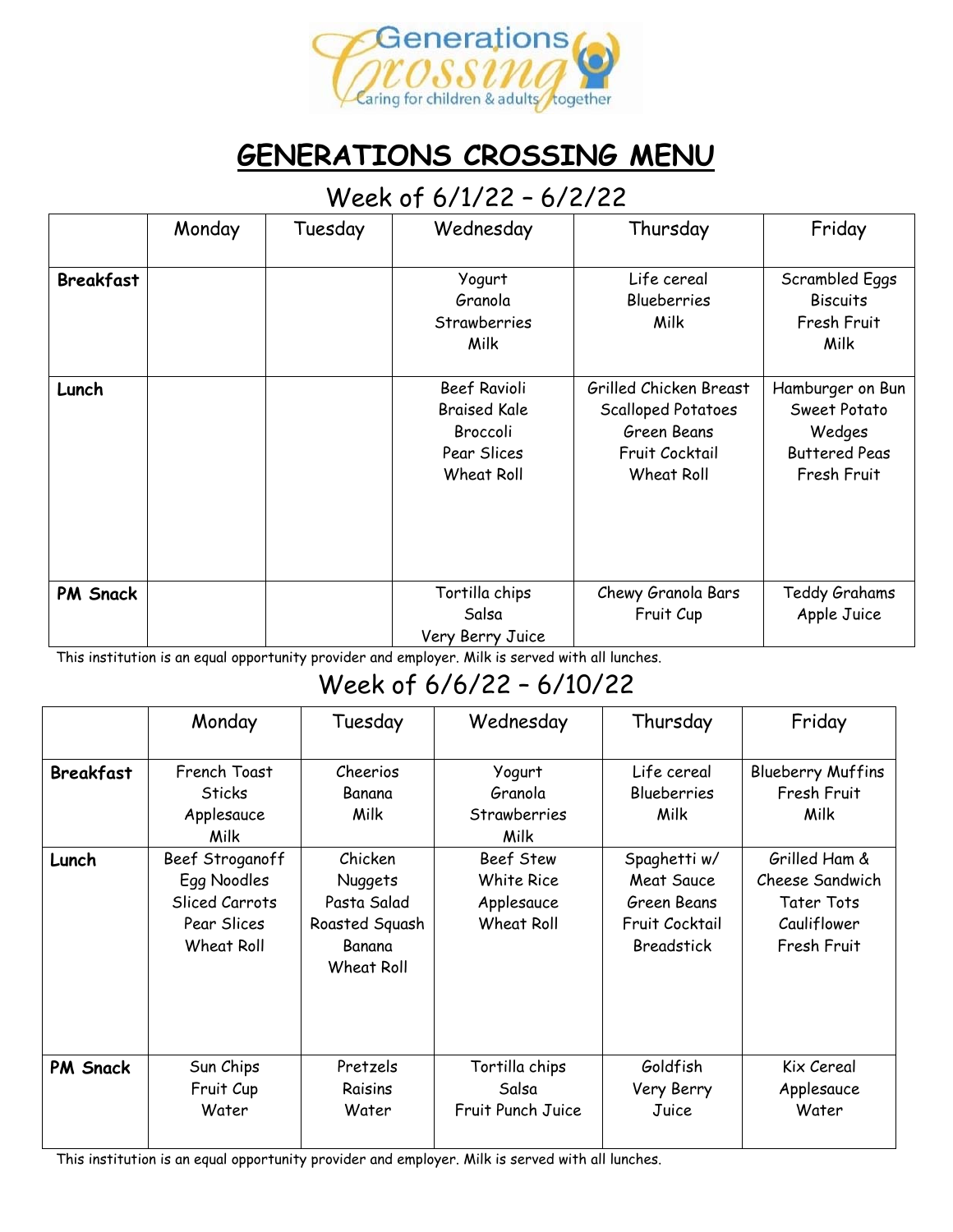# GENERATIONS CROSSING MENU

## Week of 6/1/22 – 6/2/22

| | Monday | Tuesday | Wednesday | Thursday | Friday |
|---|---|---|---|---|---|
| **Breakfast** | | | Yogurt<br>Granola<br>Strawberries<br>Milk | Life cereal<br>Blueberries<br>Milk | Scrambled Eggs<br>Biscuits<br>Fresh Fruit<br>Milk |
| **Lunch** | | | Beef Ravioli<br>Braised Kale<br>Broccoli<br>Pear Slices<br>Wheat Roll | Grilled Chicken Breast<br>Scalloped Potatoes<br>Green Beans<br>Fruit Cocktail<br>Wheat Roll | Hamburger on Bun<br>Sweet Potato Wedges<br>Buttered Peas<br>Fresh Fruit |
| **PM Snack** | | | Tortilla chips<br>Salsa<br>Very Berry Juice | Chewy Granola Bars<br>Fruit Cup | Teddy Grahams<br>Apple Juice |

This institution is an equal opportunity provider and employer. Milk is served with all lunches.

## Week of 6/6/22 – 6/10/22

| | Monday | Tuesday | Wednesday | Thursday | Friday |
|---|---|---|---|---|---|
| **Breakfast** | French Toast Sticks<br>Applesauce<br>Milk | Cheerios<br>Banana<br>Milk | Yogurt<br>Granola<br>Strawberries<br>Milk | Life cereal<br>Blueberries<br>Milk | Blueberry Muffins<br>Fresh Fruit<br>Milk |
| **Lunch** | Beef Stroganoff<br>Egg Noodles<br>Sliced Carrots<br>Pear Slices<br>Wheat Roll | Chicken Nuggets<br>Pasta Salad<br>Roasted Squash<br>Banana<br>Wheat Roll | Beef Stew<br>White Rice<br>Applesauce<br>Wheat Roll | Spaghetti w/ Meat Sauce<br>Green Beans<br>Fruit Cocktail<br>Breadstick | Grilled Ham & Cheese Sandwich<br>Tater Tots<br>Cauliflower<br>Fresh Fruit |
| **PM Snack** | Sun Chips<br>Fruit Cup<br>Water | Pretzels<br>Raisins<br>Water | Tortilla chips<br>Salsa<br>Fruit Punch Juice | Goldfish<br>Very Berry Juice | Kix Cereal<br>Applesauce<br>Water |

This institution is an equal opportunity provider and employer. Milk is served with all lunches.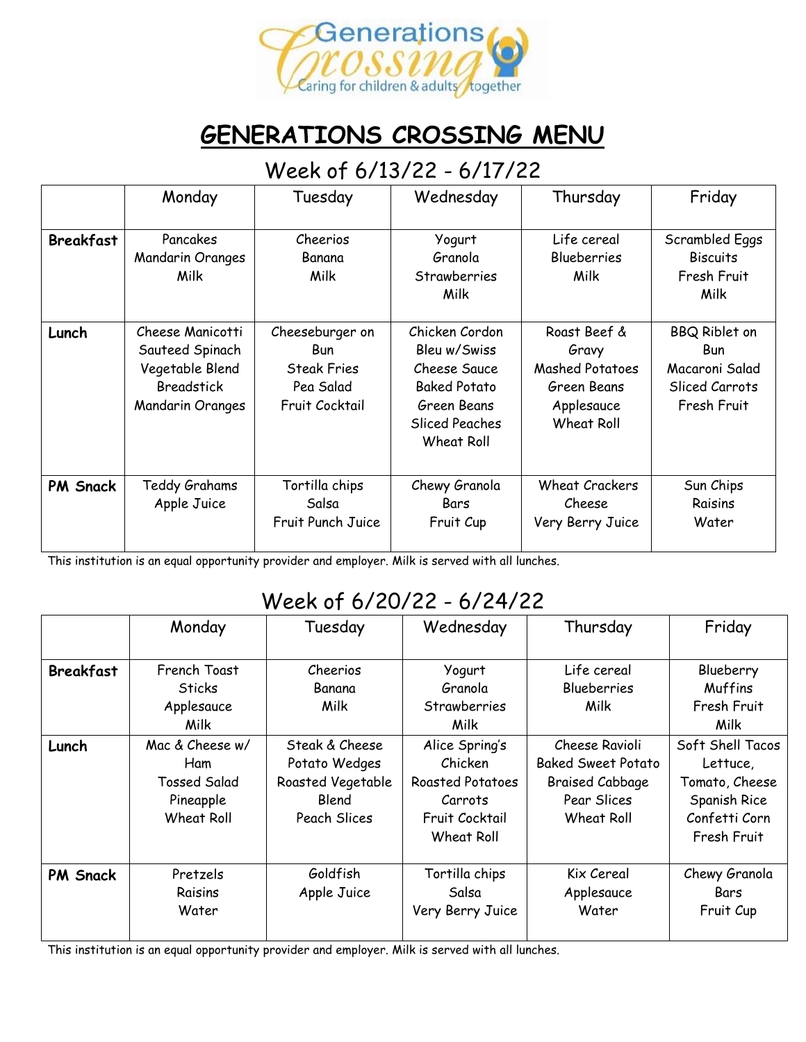# GENERATIONS CROSSING MENU

## Week of 6/13/22 - 6/17/22

| | Monday | Tuesday | Wednesday | Thursday | Friday |
|---|---|---|---|---|---|
| **Breakfast** | Pancakes<br>Mandarin Oranges<br>Milk | Cheerios<br>Banana<br>Milk | Yogurt<br>Granola<br>Strawberries<br>Milk | Life cereal<br>Blueberries<br>Milk | Scrambled Eggs<br>Biscuits<br>Fresh Fruit<br>Milk |
| **Lunch** | Cheese Manicotti<br>Sauteed Spinach<br>Vegetable Blend<br>Breadstick<br>Mandarin Oranges | Cheeseburger on Bun<br>Steak Fries<br>Pea Salad<br>Fruit Cocktail | Chicken Cordon Bleu w/Swiss<br>Cheese Sauce<br>Baked Potato<br>Green Beans<br>Sliced Peaches<br>Wheat Roll | Roast Beef & Gravy<br>Mashed Potatoes<br>Green Beans<br>Applesauce<br>Wheat Roll | BBQ Riblet on Bun<br>Macaroni Salad<br>Sliced Carrots<br>Fresh Fruit |
| **PM Snack** | Teddy Grahams<br>Apple Juice | Tortilla chips<br>Salsa<br>Fruit Punch Juice | Chewy Granola Bars<br>Fruit Cup | Wheat Crackers<br>Cheese<br>Very Berry Juice | Sun Chips<br>Raisins<br>Water |

This institution is an equal opportunity provider and employer. Milk is served with all lunches.

## Week of 6/20/22 - 6/24/22

| | Monday | Tuesday | Wednesday | Thursday | Friday |
|---|---|---|---|---|---|
| **Breakfast** | French Toast Sticks<br>Applesauce<br>Milk | Cheerios<br>Banana<br>Milk | Yogurt<br>Granola<br>Strawberries<br>Milk | Life cereal<br>Blueberries<br>Milk | Blueberry Muffins<br>Fresh Fruit<br>Milk |
| **Lunch** | Mac & Cheese w/ Ham<br>Tossed Salad<br>Pineapple<br>Wheat Roll | Steak & Cheese<br>Potato Wedges<br>Roasted Vegetable Blend<br>Peach Slices | Alice Spring's Chicken<br>Roasted Potatoes<br>Carrots<br>Fruit Cocktail<br>Wheat Roll | Cheese Ravioli<br>Baked Sweet Potato<br>Braised Cabbage<br>Pear Slices<br>Wheat Roll | Soft Shell Tacos<br>Lettuce,<br>Tomato, Cheese<br>Spanish Rice<br>Confetti Corn<br>Fresh Fruit |
| **PM Snack** | Pretzels<br>Raisins<br>Water | Goldfish<br>Apple Juice | Tortilla chips<br>Salsa<br>Very Berry Juice | Kix Cereal<br>Applesauce<br>Water | Chewy Granola Bars<br>Fruit Cup |

This institution is an equal opportunity provider and employer. Milk is served with all lunches.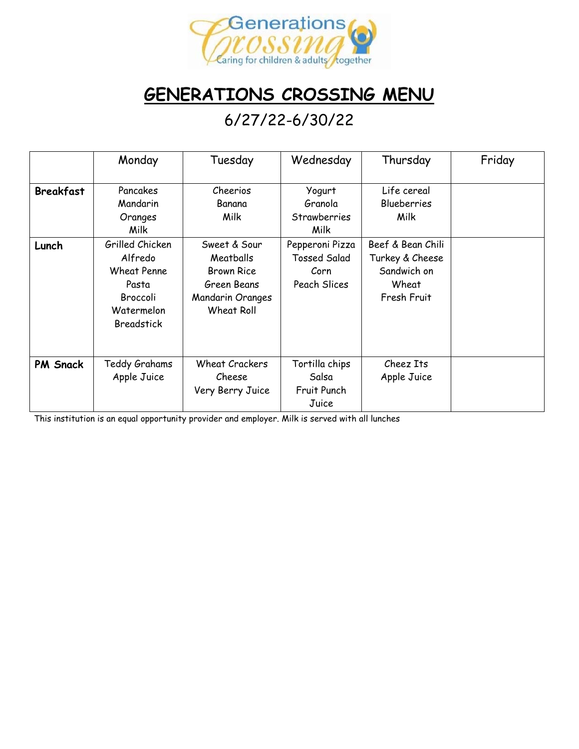# GENERATIONS CROSSING MENU

## 6/27/22-6/30/22

| | Monday | Tuesday | Wednesday | Thursday | Friday |
|---|---|---|---|---|---|
| **Breakfast** | Pancakes Mandarin Oranges Milk | Cheerios Banana Milk | Yogurt Granola Strawberries Milk | Life cereal Blueberries Milk | |
| **Lunch** | Grilled Chicken Alfredo Wheat Penne Pasta Broccoli Watermelon Breadstick | Sweet & Sour Meatballs Brown Rice Green Beans Mandarin Oranges Wheat Roll | Pepperoni Pizza Tossed Salad Corn Peach Slices | Beef & Bean Chili Turkey & Cheese Sandwich on Wheat Fresh Fruit | |
| **PM Snack** | Teddy Grahams Apple Juice | Wheat Crackers Cheese Very Berry Juice | Tortilla chips Salsa Fruit Punch Juice | Cheez Its Apple Juice | |

This institution is an equal opportunity provider and employer. Milk is served with all lunches